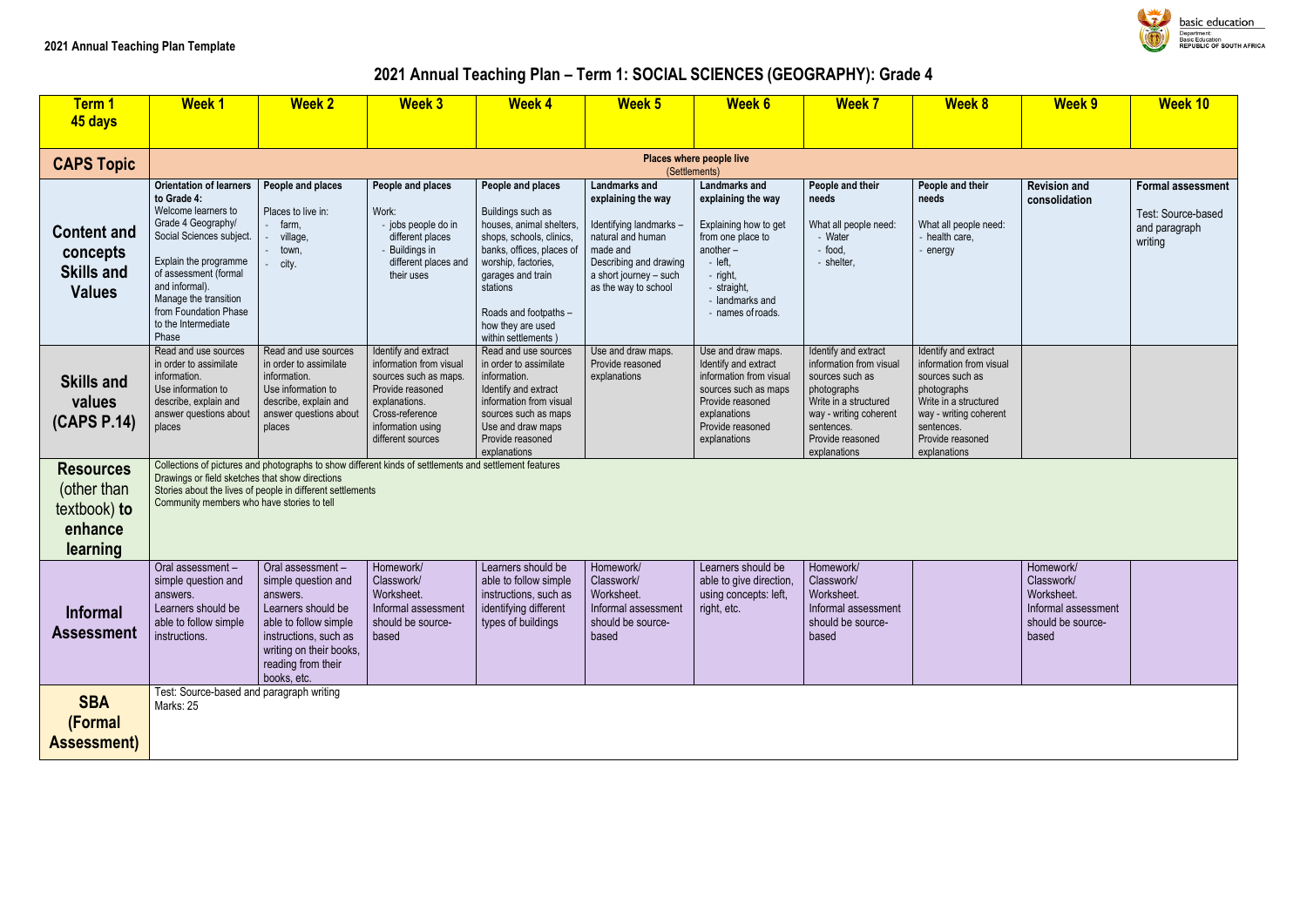**2021 Annual Teaching Plan Template**

# 2021 Annual Teaching Plan – Term 1: SOCIAL SCIENCES (GEOGRAPHY): Grade 4

| Term 1 45 days | Week 1 | Week 2 | Week 3 | Week 4 | Week 5 | Week 6 | Week 7 | Week 8 | Week 9 | Week 10 |
|---|---|---|---|---|---|---|---|---|---|---|
| **CAPS Topic** | **Places where people live** (Settlements) | | | | | | | | | |
| **Content and concepts Skills and Values** | **Orientation of learners to Grade 4:** Welcome learners to Grade 4 Geography/ Social Sciences subject. Explain the programme of assessment (formal and informal). Manage the transition from Foundation Phase to the Intermediate Phase | **People and places** Places to live in: - farm, - village, - town, - city. | **People and places** Work: - jobs people do in different places - Buildings in different places and their uses | **People and places** Buildings such as houses, animal shelters, shops, schools, clinics, banks, offices, places of worship, factories, garages and train stations. Roads and footpaths – how they are used within settlements ) | **Landmarks and explaining the way** Identifying landmarks – natural and human made and Describing and drawing a short journey – such as the way to school | **Landmarks and explaining the way** Explaining how to get from one place to another – - left, - right, - straight, - landmarks and - names of roads. | **People and their needs** What all people need: - Water - food, - shelter, | **People and their needs** What all people need: - health care, - energy | **Revision and consolidation** | **Formal assessment** Test: Source-based and paragraph writing |
| **Skills and values (CAPS P.14)** | Read and use sources in order to assimilate information. Use information to describe, explain and answer questions about places | Read and use sources in order to assimilate information. Use information to describe, explain and answer questions about places | Identify and extract information from visual sources such as maps. Provide reasoned explanations. Cross-reference information using different sources | Read and use sources in order to assimilate information. Identify and extract information from visual sources such as maps Use and draw maps Provide reasoned explanations | Use and draw maps. Provide reasoned explanations | Use and draw maps. Identify and extract information from visual sources such as maps Provide reasoned explanations Provide reasoned explanations | Identify and extract information from visual sources such as photographs Write in a structured way - writing coherent sentences. Provide reasoned explanations | Identify and extract information from visual sources such as photographs Write in a structured way - writing coherent sentences. Provide reasoned explanations | | |
| **Resources** (other than textbook) **to enhance learning** | Collections of pictures and photographs to show different kinds of settlements and settlement features. Drawings or field sketches that show directions. Stories about the lives of people in different settlements. Community members who have stories to tell | | | | | | | | | |
| **Informal Assessment** | Oral assessment – simple question and answers. Learners should be able to follow simple instructions. | Oral assessment – simple question and answers. Learners should be able to follow simple instructions, such as writing on their books, reading from their books, etc. | Homework/ Classwork/ Worksheet. Informal assessment should be source-based | Learners should be able to follow simple instructions, such as identifying different types of buildings | Homework/ Classwork/ Worksheet. Informal assessment should be source-based | Learners should be able to give direction, using concepts: left, right, etc. | Homework/ Classwork/ Worksheet. Informal assessment should be source-based | | Homework/ Classwork/ Worksheet. Informal assessment should be source-based | |
| **SBA (Formal Assessment)** | Test: Source-based and paragraph writing Marks: 25 | | | | | | | | | |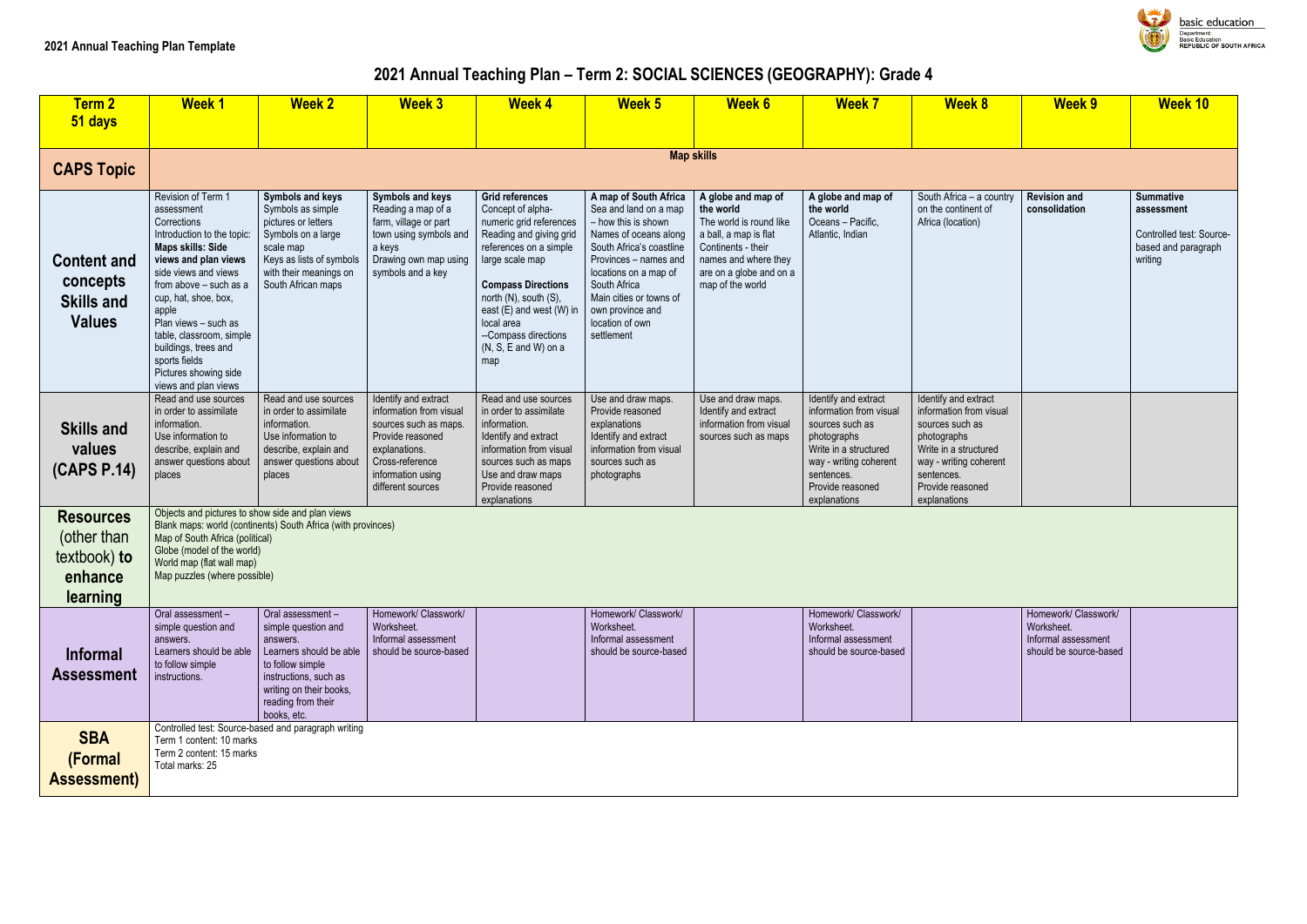**2021 Annual Teaching Plan Template**

# 2021 Annual Teaching Plan – Term 2: SOCIAL SCIENCES (GEOGRAPHY): Grade 4

| Term 2 51 days | Week 1 | Week 2 | Week 3 | Week 4 | Week 5 | Week 6 | Week 7 | Week 8 | Week 9 | Week 10 |
|---|---|---|---|---|---|---|---|---|---|---|
| **CAPS Topic** | **Map skills** | | | | | | | | | |
| **Content and concepts Skills and Values** | Revision of Term 1 assessment Corrections Introduction to the topic: **Maps skills: Side views and plan views** side views and views from above – such as a cup, hat, shoe, box, apple Plan views – such as table, classroom, simple buildings, trees and sports fields Pictures showing side views and plan views | **Symbols and keys** Symbols as simple pictures or letters Symbols on a large scale map Keys as lists of symbols with their meanings on South African maps | **Symbols and keys** Reading a map of a farm, village or part town using symbols and a keys Drawing own map using symbols and a key | **Grid references** Concept of alpha-numeric grid references Reading and giving grid references on a simple large scale map **Compass Directions** north (N), south (S), east (E) and west (W) in local area --Compass directions (N, S, E and W) on a map | **A map of South Africa** Sea and land on a map – how this is shown Names of oceans along South Africa's coastline Provinces – names and locations on a map of South Africa Main cities or towns of own province and location of own settlement | **A globe and map of the world** The world is round like a ball, a map is flat Continents - their names and where they are on a globe and on a map of the world | **A globe and map of the world** Oceans – Pacific, Atlantic, Indian | South Africa – a country on the continent of Africa (location) | **Revision and consolidation** | **Summative assessment** Controlled test: Source-based and paragraph writing |
| **Skills and values (CAPS P.14)** | Read and use sources in order to assimilate information. Use information to describe, explain and answer questions about places | Read and use sources in order to assimilate information. Use information to describe, explain and answer questions about places | Identify and extract information from visual sources such as maps. Provide reasoned explanations. Cross-reference information using different sources | Read and use sources in order to assimilate information. Identify and extract information from visual sources such as maps Use and draw maps Provide reasoned explanations | Use and draw maps. Provide reasoned explanations Identify and extract information from visual sources such as photographs | Use and draw maps. Identify and extract information from visual sources such as maps | Identify and extract information from visual sources such as photographs Write in a structured way - writing coherent sentences. Provide reasoned explanations | Identify and extract information from visual sources such as photographs Write in a structured way - writing coherent sentences. Provide reasoned explanations | | |
| **Resources (other than textbook) to enhance learning** | Objects and pictures to show side and plan views Blank maps: world (continents) South Africa (with provinces) Map of South Africa (political) Globe (model of the world) World map (flat wall map) Map puzzles (where possible) | | | | | | | | | |
| **Informal Assessment** | Oral assessment – simple question and answers. Learners should be able to follow simple instructions. | Oral assessment – simple question and answers. Learners should be able to follow simple instructions, such as writing on their books, reading from their books, etc. | Homework/ Classwork/ Worksheet. Informal assessment should be source-based | | Homework/ Classwork/ Worksheet. Informal assessment should be source-based | | Homework/ Classwork/ Worksheet. Informal assessment should be source-based | | Homework/ Classwork/ Worksheet. Informal assessment should be source-based | |
| **SBA (Formal Assessment)** | Controlled test: Source-based and paragraph writing Term 1 content: 10 marks Term 2 content: 15 marks Total marks: 25 | | | | | | | | | |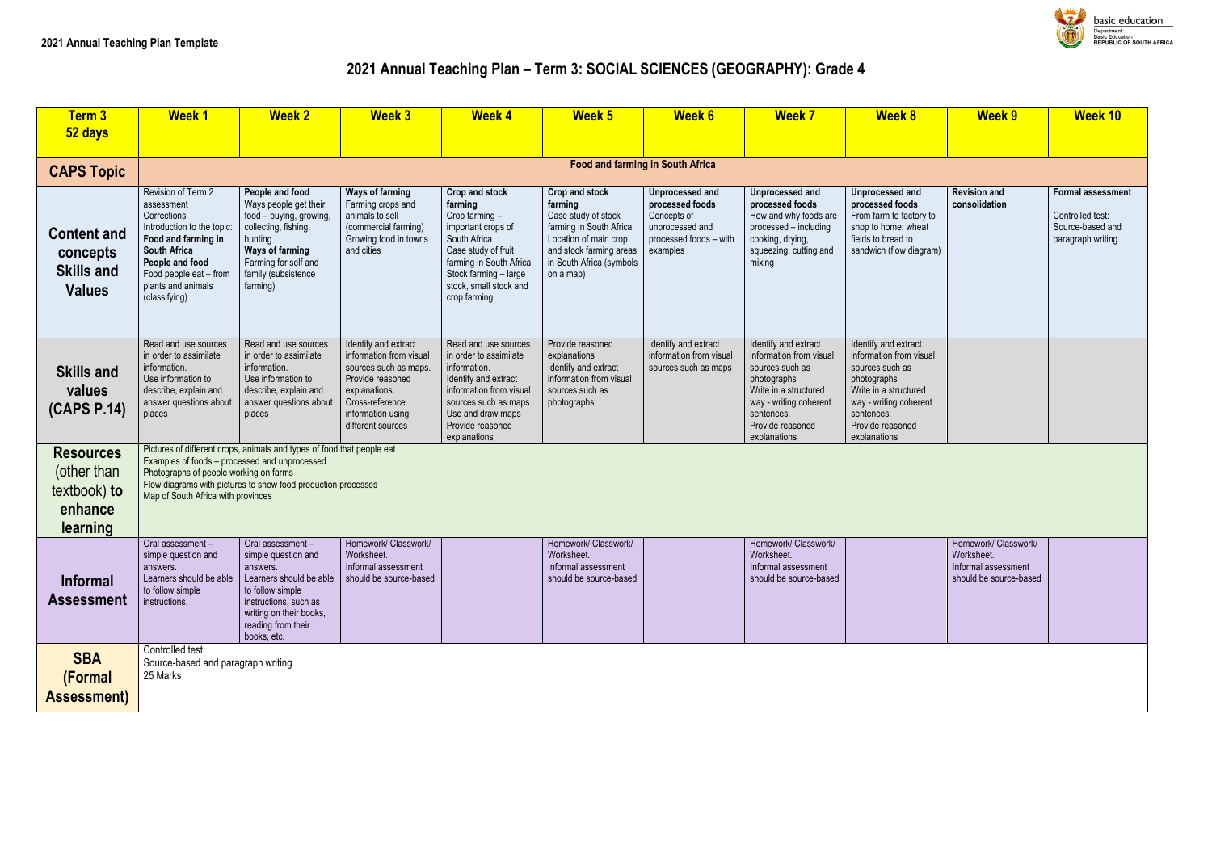**2021 Annual Teaching Plan Template**

# 2021 Annual Teaching Plan – Term 3: SOCIAL SCIENCES (GEOGRAPHY): Grade 4

| Term 3 52 days | Week 1 | Week 2 | Week 3 | Week 4 | Week 5 | Week 6 | Week 7 | Week 8 | Week 9 | Week 10 |
|---|---|---|---|---|---|---|---|---|---|---|
| **CAPS Topic** | **Food and farming in South Africa** | | | | | | | | | |
| **Content and concepts Skills and Values** | Revision of Term 2 assessment Corrections Introduction to the topic: **Food and farming in South Africa** **People and food** Food people eat – from plants and animals (classifying) | **People and food** Ways people get their food – buying, growing, collecting, fishing, hunting **Ways of farming** Farming for self and family (subsistence farming) | **Ways of farming** Farming crops and animals to sell (commercial farming) Growing food in towns and cities | **Crop and stock farming** Crop farming – important crops of South Africa Case study of fruit farming in South Africa Stock farming – large stock, small stock and crop farming | **Crop and stock farming** Case study of stock farming in South Africa Location of main crop and stock farming areas in South Africa (symbols on a map) | **Unprocessed and processed foods** Concepts of unprocessed and processed foods – with examples | **Unprocessed and processed foods** How and why foods are processed – including cooking, drying, squeezing, cutting and mixing | **Unprocessed and processed foods** From farm to factory to shop to home: wheat fields to bread to sandwich (flow diagram) | **Revision and consolidation** | **Formal assessment** Controlled test: Source-based and paragraph writing |
| **Skills and values (CAPS P.14)** | Read and use sources in order to assimilate information. Use information to describe, explain and answer questions about places | Read and use sources in order to assimilate information. Use information to describe, explain and answer questions about places | Identify and extract information from visual sources such as maps. Provide reasoned explanations. Cross-reference information using different sources | Read and use sources in order to assimilate information. Identify and extract information from visual sources such as maps Use and draw maps Provide reasoned explanations | Provide reasoned explanations Identify and extract information from visual sources such as photographs | Identify and extract information from visual sources such as maps | Identify and extract information from visual sources such as photographs Write in a structured way - writing coherent sentences. Provide reasoned explanations | Identify and extract information from visual sources such as photographs Write in a structured way - writing coherent sentences. Provide reasoned explanations | | |
| **Resources** (other than textbook) **to enhance learning** | Pictures of different crops, animals and types of food that people eat<br>Examples of foods – processed and unprocessed<br>Photographs of people working on farms<br>Flow diagrams with pictures to show food production processes<br>Map of South Africa with provinces | | | | | | | | | |
| **Informal Assessment** | Oral assessment – simple question and answers. Learners should be able to follow simple instructions. | Oral assessment – simple question and answers. Learners should be able to follow simple instructions, such as writing on their books, reading from their books, etc. | Homework/ Classwork/ Worksheet. Informal assessment should be source-based | | Homework/ Classwork/ Worksheet. Informal assessment should be source-based | | Homework/ Classwork/ Worksheet. Informal assessment should be source-based | | Homework/ Classwork/ Worksheet. Informal assessment should be source-based | |
| **SBA (Formal Assessment)** | Controlled test:<br>Source-based and paragraph writing<br>25 Marks | | | | | | | | | |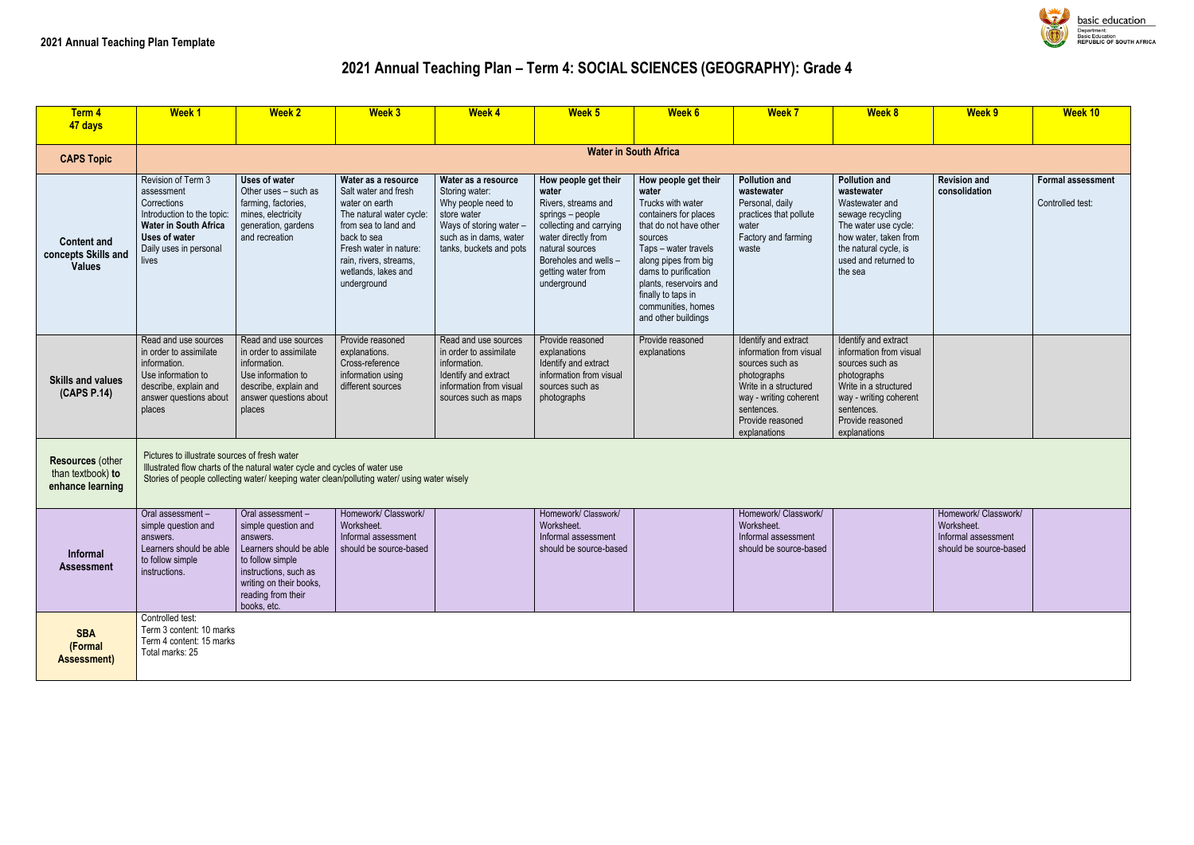**2021 Annual Teaching Plan Template**

# 2021 Annual Teaching Plan – Term 4: SOCIAL SCIENCES (GEOGRAPHY): Grade 4

| Term 4<br>47 days | Week 1 | Week 2 | Week 3 | Week 4 | Week 5 | Week 6 | Week 7 | Week 8 | Week 9 | Week 10 |
|---|---|---|---|---|---|---|---|---|---|---|
| **CAPS Topic** | **Water in South Africa** | | | | | | | | | |
| **Content and concepts Skills and Values** | Revision of Term 3 assessment<br>Corrections<br>Introduction to the topic: **Water in South Africa**<br>**Uses of water**<br>Daily uses in personal lives | **Uses of water**<br>Other uses – such as farming, factories, mines, electricity generation, gardens and recreation | **Water as a resource**<br>Salt water and fresh water on earth<br>The natural water cycle: from sea to land and back to sea<br>Fresh water in nature: rain, rivers, streams, wetlands, lakes and underground | **Water as a resource**<br>Storing water:<br>Why people need to store water<br>Ways of storing water – such as in dams, water tanks, buckets and pots | **How people get their water**<br>Rivers, streams and springs – people collecting and carrying water directly from natural sources<br>Boreholes and wells – getting water from underground | **How people get their water**<br>Trucks with water containers for places that do not have other sources<br>Taps – water travels along pipes from big dams to purification plants, reservoirs and finally to taps in communities, homes and other buildings | **Pollution and wastewater**<br>Personal, daily practices that pollute water<br>Factory and farming waste | **Pollution and wastewater**<br>Wastewater and sewage recycling<br>The water use cycle: how water, taken from the natural cycle, is used and returned to the sea | **Revision and consolidation** | **Formal assessment**<br>Controlled test: |
| **Skills and values (CAPS P.14)** | Read and use sources in order to assimilate information.<br>Use information to describe, explain and answer questions about places | Read and use sources in order to assimilate information.<br>Use information to describe, explain and answer questions about places | Provide reasoned explanations.<br>Cross-reference information using different sources | Read and use sources in order to assimilate information.<br>Identify and extract information from visual sources such as maps | Provide reasoned explanations<br>Identify and extract information from visual sources such as photographs | Provide reasoned explanations | Identify and extract information from visual sources such as photographs<br>Write in a structured way - writing coherent sentences.<br>Provide reasoned explanations | Identify and extract information from visual sources such as photographs<br>Write in a structured way - writing coherent sentences.<br>Provide reasoned explanations | | |
| **Resources** (other than textbook) **to enhance learning** | Pictures to illustrate sources of fresh water<br>Illustrated flow charts of the natural water cycle and cycles of water use<br>Stories of people collecting water/ keeping water clean/polluting water/ using water wisely | | | | | | | | | |
| **Informal Assessment** | Oral assessment – simple question and answers.<br>Learners should be able to follow simple instructions. | Oral assessment – simple question and answers.<br>Learners should be able to follow simple instructions, such as writing on their books, reading from their books, etc. | Homework/ Classwork/ Worksheet.<br>Informal assessment should be source-based | | Homework/ Classwork/ Worksheet.<br>Informal assessment should be source-based | | Homework/ Classwork/ Worksheet.<br>Informal assessment should be source-based | | Homework/ Classwork/ Worksheet.<br>Informal assessment should be source-based | |
| **SBA (Formal Assessment)** | Controlled test:<br>Term 3 content: 10 marks<br>Term 4 content: 15 marks<br>Total marks: 25 | | | | | | | | | |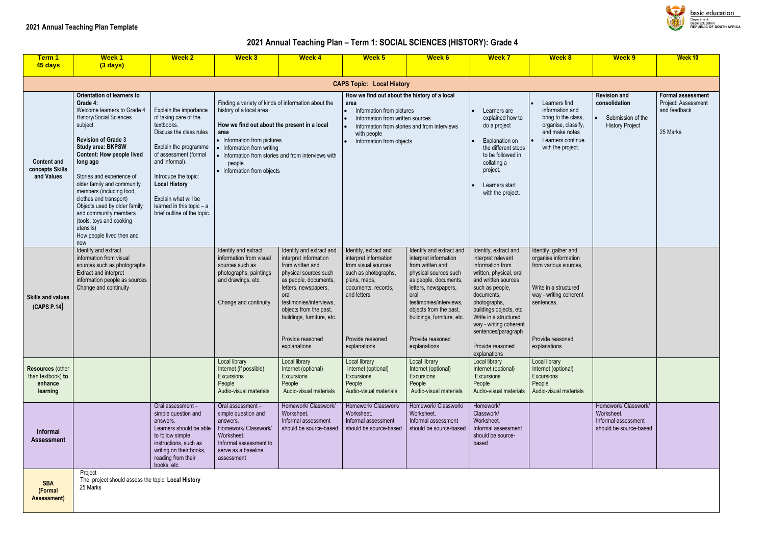**2021 Annual Teaching Plan Template**

# 2021 Annual Teaching Plan – Term 1: SOCIAL SCIENCES (HISTORY): Grade 4

| Term 1 45 days | Week 1 (3 days) | Week 2 | Week 3 | Week 4 | Week 5 | Week 6 | Week 7 | Week 8 | Week 9 | Week 10 |
|---|---|---|---|---|---|---|---|---|---|---|
| **CAPS Topic: Local History** | | | | | | | | | | |
| **Content and concepts Skills and Values** | **Orientation of learners to Grade 4:** Welcome learners to Grade 4 History/Social Sciences subject. **Revision of Grade 3 Study area: BKPSW Content: How people lived long ago** Stories and experience of older family and community members (including food, clothes and transport) Objects used by older family and community members (tools, toys and cooking utensils) How people lived then and now | Explain the importance of taking care of the textbooks. Discuss the class rules Explain the programme of assessment (formal and informal). Introduce the topic: **Local History** Explain what will be learned in this topic – a brief outline of the topic. | Finding a variety of kinds of information about the history of a local area **How we find out about the present in a local area** • Information from pictures • Information from writing • Information from stories and from interviews with people • Information from objects | | **How we find out about the history of a local area** • Information from pictures • Information from written sources • Information from stories and from interviews with people • Information from objects | | • Learners are explained how to do a project • Explanation on the different steps to be followed in collating a project. • Learners start with the project. | • Learners find information and bring to the class, organise, classify, and make notes • Learners continue with the project. | **Revision and consolidation** • Submission of the History Project | **Formal assessment** Project: Assessment and feedback 25 Marks |
| **Skills and values (CAPS P.14)** | Identify and extract information from visual sources such as photographs. Extract and interpret information people as sources Change and continuity | | Identify and extract information from visual sources such as photographs, paintings and drawings, etc. Change and continuity | Identify and extract and interpret information from written and physical sources such as people, documents, letters, newspapers, oral testimonies/interviews, objects from the past, buildings, furniture, etc. Provide reasoned explanations | Identify, extract and interpret information from visual sources such as photographs, plans, maps, documents, records, and letters Provide reasoned explanations | Identify and extract and interpret information from written and physical sources such as people, documents, letters, newspapers, oral testimonies/interviews, objects from the past, buildings, furniture, etc. Provide reasoned explanations | Identify, extract and interpret relevant information from written, physical, oral and written sources such as people, documents, photographs, buildings objects, etc. Write in a structured way - writing coherent sentences/paragraph Provide reasoned explanations | Identify, gather and organise information from various sources, Write in a structured way - writing coherent sentences. Provide reasoned explanations | | |
| **Resources** (other than textbook) **to enhance learning** | | | Local library Internet (if possible) Excursions People Audio-visual materials | Local library Internet (optional) Excursions People Audio-visual materials | Local library Internet (optional) Excursions People Audio-visual materials | Local library Internet (optional) Excursions People Audio-visual materials | Local library Internet (optional) Excursions People Audio-visual materials | Local library Internet (optional) Excursions People Audio-visual materials | | |
| **Informal Assessment** | | Oral assessment – simple question and answers. Learners should be able to follow simple instructions, such as writing on their books, reading from their books, etc. | Oral assessment – simple question and answers. Homework/ Classwork/ Worksheet. Informal assessment to serve as a baseline assessment | Homework/ Classwork/ Worksheet. Informal assessment should be source-based | Homework/ Classwork/ Worksheet. Informal assessment should be source-based | Homework/ Classwork/ Worksheet. Informal assessment should be source-based | Homework/ Classwork/ Worksheet. Informal assessment should be source-based | | Homework/ Classwork/ Worksheet. Informal assessment should be source-based | |
| **SBA (Formal Assessment)** | Project The project should assess the topic: **Local History** 25 Marks | | | | | | | | | |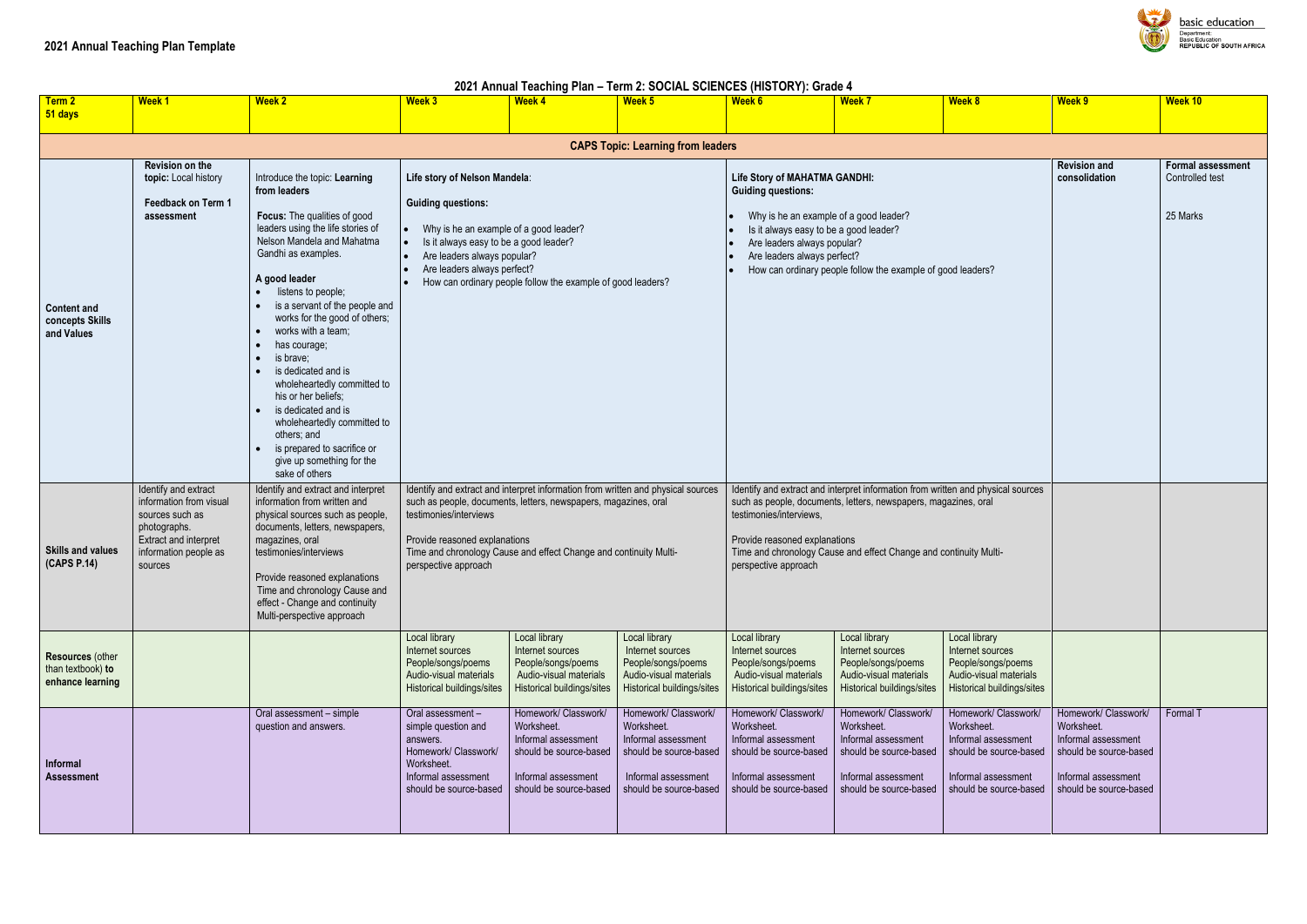## 2021 Annual Teaching Plan Template

### 2021 Annual Teaching Plan – Term 2: SOCIAL SCIENCES (HISTORY): Grade 4

| **Term 2** 51 days | **Week 1** | **Week 2** | **Week 3** | **Week 4** | **Week 5** | **Week 6** | **Week 7** | **Week 8** | **Week 9** | **Week 10** |
|---|---|---|---|---|---|---|---|---|---|---|
| **CAPS Topic: Learning from leaders** | | | | | | | | | | |
| **Content and concepts Skills and Values** | **Revision on the topic:** Local history<br><br>**Feedback on Term 1 assessment** | Introduce the topic: **Learning from leaders**<br><br>**Focus:** The qualities of good leaders using the life stories of Nelson Mandela and Mahatma Gandhi as examples.<br><br>**A good leader**<br>• listens to people;<br>• is a servant of the people and works for the good of others;<br>• works with a team;<br>• has courage;<br>• is brave;<br>• is dedicated and is wholeheartedly committed to his or her beliefs;<br>• is dedicated and is wholeheartedly committed to others; and<br>• is prepared to sacrifice or give up something for the sake of others | **Life story of Nelson Mandela**:<br><br>**Guiding questions:**<br>• Why is he an example of a good leader?<br>• Is it always easy to be a good leader?<br>• Are leaders always popular?<br>• Are leaders always perfect?<br>• How can ordinary people follow the example of good leaders? | | | **Life Story of MAHATMA GANDHI:**<br>**Guiding questions:**<br>• Why is he an example of a good leader?<br>• Is it always easy to be a good leader?<br>• Are leaders always popular?<br>• Are leaders always perfect?<br>• How can ordinary people follow the example of good leaders? | | | **Revision and consolidation** | **Formal assessment** Controlled test<br><br>25 Marks |
| **Skills and values (CAPS P.14)** | Identify and extract information from visual sources such as photographs. Extract and interpret information people as sources | Identify and extract and interpret information from written and physical sources such as people, documents, letters, newspapers, magazines, oral testimonies/interviews<br><br>Provide reasoned explanations Time and chronology Cause and effect - Change and continuity Multi-perspective approach | Identify and extract and interpret information from written and physical sources such as people, documents, letters, newspapers, magazines, oral testimonies/interviews<br><br>Provide reasoned explanations<br>Time and chronology Cause and effect Change and continuity Multi-perspective approach | | | Identify and extract and interpret information from written and physical sources such as people, documents, letters, newspapers, magazines, oral testimonies/interviews,<br><br>Provide reasoned explanations<br>Time and chronology Cause and effect Change and continuity Multi-perspective approach | | | | |
| **Resources** (other than textbook) **to enhance learning** | | | Local library<br>Internet sources<br>People/songs/poems<br>Audio-visual materials<br>Historical buildings/sites | Local library<br>Internet sources<br>People/songs/poems<br>Audio-visual materials<br>Historical buildings/sites | Local library<br>Internet sources<br>People/songs/poems<br>Audio-visual materials<br>Historical buildings/sites | Local library<br>Internet sources<br>People/songs/poems<br>Audio-visual materials<br>Historical buildings/sites | Local library<br>Internet sources<br>People/songs/poems<br>Audio-visual materials<br>Historical buildings/sites | Local library<br>Internet sources<br>People/songs/poems<br>Audio-visual materials<br>Historical buildings/sites | | |
| **Informal Assessment** | | Oral assessment – simple question and answers. | Oral assessment – simple question and answers.<br>Homework/ Classwork/ Worksheet.<br>Informal assessment should be source-based | Homework/ Classwork/ Worksheet.<br>Informal assessment should be source-based<br><br>Informal assessment should be source-based | Homework/ Classwork/ Worksheet.<br>Informal assessment should be source-based<br><br>Informal assessment should be source-based | Homework/ Classwork/ Worksheet.<br>Informal assessment should be source-based<br><br>Informal assessment should be source-based | Homework/ Classwork/ Worksheet.<br>Informal assessment should be source-based<br><br>Informal assessment should be source-based | Homework/ Classwork/ Worksheet.<br>Informal assessment should be source-based<br><br>Informal assessment should be source-based | Homework/ Classwork/ Worksheet.<br>Informal assessment should be source-based<br><br>Informal assessment should be source-based | Formal T |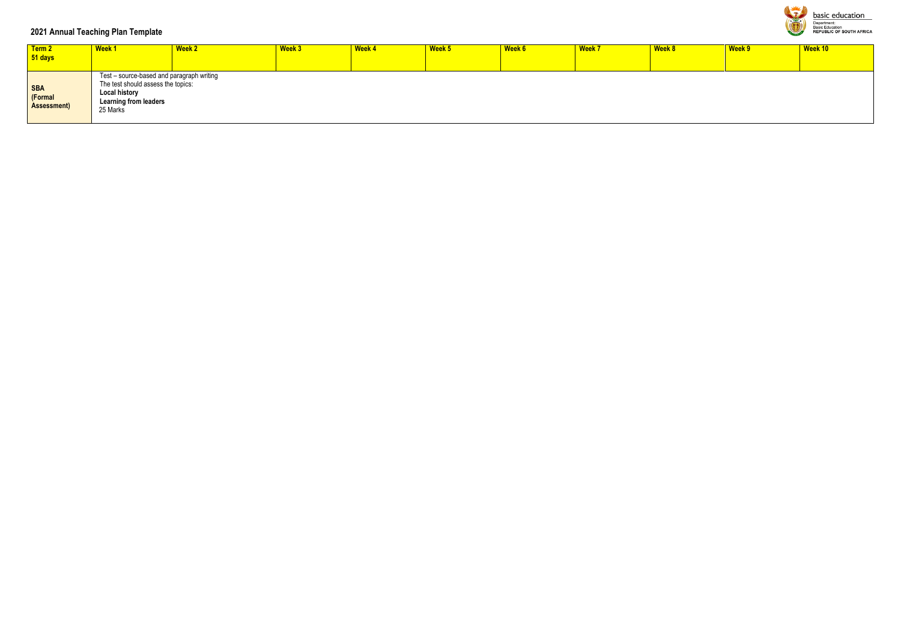## 2021 Annual Teaching Plan Template

| Term 2<br>51 days | Week 1 | Week 2 | Week 3 | Week 4 | Week 5 | Week 6 | Week 7 | Week 8 | Week 9 | Week 10 |
|---|---|---|---|---|---|---|---|---|---|---|
| **SBA (Formal Assessment)** | Test – source-based and paragraph writing<br>The test should assess the topics:<br>**Local history**<br>**Learning from leaders**<br>25 Marks | | | | | | | | | |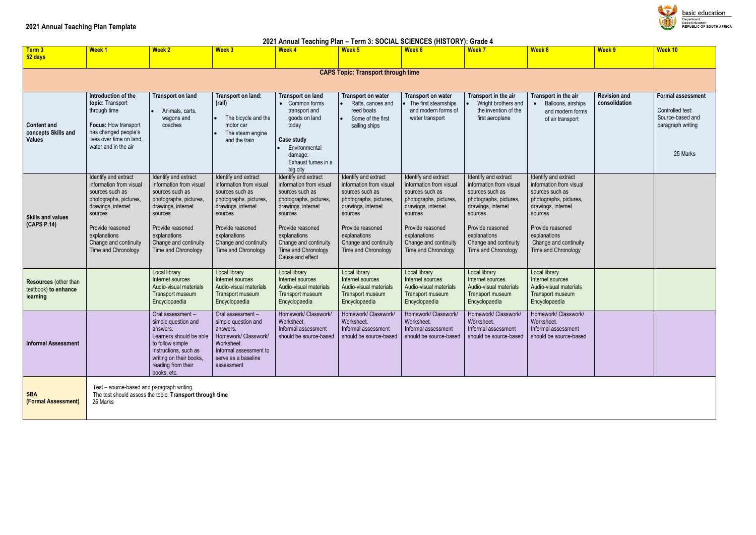## 2021 Annual Teaching Plan Template

### 2021 Annual Teaching Plan – Term 3: SOCIAL SCIENCES (HISTORY): Grade 4

| Term 3 52 days | Week 1 | Week 2 | Week 3 | Week 4 | Week 5 | Week 6 | Week 7 | Week 8 | Week 9 | Week 10 |
|---|---|---|---|---|---|---|---|---|---|---|
| | **CAPS Topic: Transport through time** | | | | | | | | | |
| **Content and concepts Skills and Values** | **Introduction of the topic:** Transport through time<br><br>**Focus:** How transport has changed people's lives over time on land, water and in the air | **Transport on land**<br>• Animals, carts, wagons and coaches | **Transport on land: (rail)**<br>• The bicycle and the motor car<br>• The steam engine and the train | **Transport on land**<br>• Common forms transport and goods on land today<br><br>**Case study**<br>• Environmental damage: Exhaust fumes in a big city | **Transport on water**<br>• Rafts, canoes and reed boats<br>• Some of the first sailing ships | **Transport on water**<br>• The first steamships and modern forms of water transport | **Transport in the air**<br>• Wright brothers and the invention of the first aeroplane | **Transport in the air**<br>• Balloons, airships and modern forms of air transport | **Revision and consolidation** | **Formal assessment**<br><br>Controlled test: Source-based and paragraph writing<br><br>25 Marks |
| **Skills and values (CAPS P.14)** | Identify and extract information from visual sources such as photographs, pictures, drawings, internet sources<br><br>Provide reasoned explanations<br>Change and continuity<br>Time and Chronology | Identify and extract information from visual sources such as photographs, pictures, drawings, internet sources<br><br>Provide reasoned explanations<br>Change and continuity<br>Time and Chronology | Identify and extract information from visual sources such as photographs, pictures, drawings, internet sources<br><br>Provide reasoned explanations<br>Change and continuity<br>Time and Chronology | Identify and extract information from visual sources such as photographs, pictures, drawings, internet sources<br><br>Provide reasoned explanations<br>Change and continuity<br>Time and Chronology<br>Cause and effect | Identify and extract information from visual sources such as photographs, pictures, drawings, internet sources<br><br>Provide reasoned explanations<br>Change and continuity<br>Time and Chronology | Identify and extract information from visual sources such as photographs, pictures, drawings, internet sources<br><br>Provide reasoned explanations<br>Change and continuity<br>Time and Chronology | Identify and extract information from visual sources such as photographs, pictures, drawings, internet sources<br><br>Provide reasoned explanations<br>Change and continuity<br>Time and Chronology | Identify and extract information from visual sources such as photographs, pictures, drawings, internet sources<br><br>Provide reasoned explanations<br>Change and continuity<br>Time and Chronology | | |
| **Resources** (other than textbook) **to enhance learning** | | Local library<br>Internet sources<br>Audio-visual materials<br>Transport museum<br>Encyclopaedia | Local library<br>Internet sources<br>Audio-visual materials<br>Transport museum<br>Encyclopaedia | Local library<br>Internet sources<br>Audio-visual materials<br>Transport museum<br>Encyclopaedia | Local library<br>Internet sources<br>Audio-visual materials<br>Transport museum<br>Encyclopaedia | Local library<br>Internet sources<br>Audio-visual materials<br>Transport museum<br>Encyclopaedia | Local library<br>Internet sources<br>Audio-visual materials<br>Transport museum<br>Encyclopaedia | Local library<br>Internet sources<br>Audio-visual materials<br>Transport museum<br>Encyclopaedia | | |
| **Informal Assessment** | | Oral assessment – simple question and answers.<br>Learners should be able to follow simple instructions, such as writing on their books, reading from their books, etc. | Oral assessment – simple question and answers.<br>Homework/ Classwork/ Worksheet.<br>Informal assessment to serve as a baseline assessment | Homework/ Classwork/ Worksheet.<br>Informal assessment should be source-based | Homework/ Classwork/ Worksheet.<br>Informal assessment should be source-based | Homework/ Classwork/ Worksheet.<br>Informal assessment should be source-based | Homework/ Classwork/ Worksheet.<br>Informal assessment should be source-based | Homework/ Classwork/ Worksheet.<br>Informal assessment should be source-based | | |
| **SBA (Formal Assessment)** | Test – source-based and paragraph writing<br>The test should assess the topic: **Transport through time**<br>25 Marks | | | | | | | | | |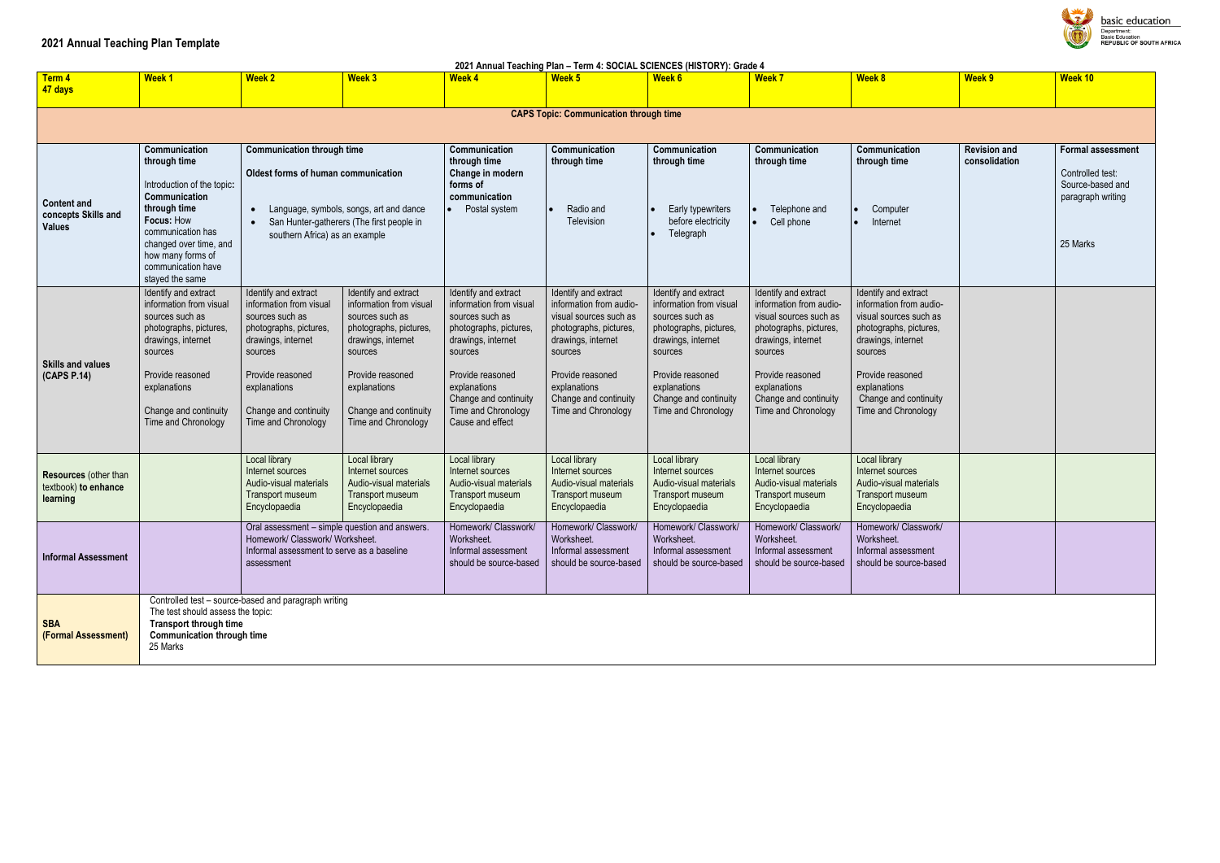## 2021 Annual Teaching Plan Template

**2021 Annual Teaching Plan – Term 4: SOCIAL SCIENCES (HISTORY): Grade 4**

| Term 4<br>47 days | Week 1 | Week 2 | Week 3 | Week 4 | Week 5 | Week 6 | Week 7 | Week 8 | Week 9 | Week 10 |
|---|---|---|---|---|---|---|---|---|---|---|
| | **CAPS Topic: Communication through time** | | | | | | | | | |
| **Content and concepts Skills and Values** | **Communication through time**<br><br>Introduction of the topic: **Communication through time**<br>**Focus:** How communication has changed over time, and how many forms of communication have stayed the same | **Communication through time**<br><br>**Oldest forms of human communication**<br><br>• Language, symbols, songs, art and dance<br>• San Hunter-gatherers (The first people in southern Africa) as an example | | **Communication through time**<br>**Change in modern forms of communication**<br>• Postal system | **Communication through time**<br><br>• Radio and Television | **Communication through time**<br><br>• Early typewriters before electricity<br>• Telegraph | **Communication through time**<br><br>• Telephone and<br>• Cell phone | **Communication through time**<br><br>• Computer<br>• Internet | **Revision and consolidation** | **Formal assessment**<br><br>Controlled test: Source-based and paragraph writing<br><br>25 Marks |
| **Skills and values (CAPS P.14)** | Identify and extract information from visual sources such as photographs, pictures, drawings, internet sources<br><br>Provide reasoned explanations<br><br>Change and continuity<br>Time and Chronology | Identify and extract information from visual sources such as photographs, pictures, drawings, internet sources<br><br>Provide reasoned explanations<br><br>Change and continuity<br>Time and Chronology | Identify and extract information from visual sources such as photographs, pictures, drawings, internet sources<br><br>Provide reasoned explanations<br><br>Change and continuity<br>Time and Chronology | Identify and extract information from visual sources such as photographs, pictures, drawings, internet sources<br><br>Provide reasoned explanations<br>Change and continuity<br>Time and Chronology<br>Cause and effect | Identify and extract information from audio-visual sources such as photographs, pictures, drawings, internet sources<br><br>Provide reasoned explanations<br>Change and continuity<br>Time and Chronology | Identify and extract information from visual sources such as photographs, pictures, drawings, internet sources<br><br>Provide reasoned explanations<br>Change and continuity<br>Time and Chronology | Identify and extract information from audio-visual sources such as photographs, pictures, drawings, internet sources<br><br>Provide reasoned explanations<br>Change and continuity<br>Time and Chronology | Identify and extract information from audio-visual sources such as photographs, pictures, drawings, internet sources<br><br>Provide reasoned explanations<br>Change and continuity<br>Time and Chronology | | |
| **Resources** (other than textbook) **to enhance learning** | | Local library<br>Internet sources<br>Audio-visual materials<br>Transport museum<br>Encyclopaedia | Local library<br>Internet sources<br>Audio-visual materials<br>Transport museum<br>Encyclopaedia | Local library<br>Internet sources<br>Audio-visual materials<br>Transport museum<br>Encyclopaedia | Local library<br>Internet sources<br>Audio-visual materials<br>Transport museum<br>Encyclopaedia | Local library<br>Internet sources<br>Audio-visual materials<br>Transport museum<br>Encyclopaedia | Local library<br>Internet sources<br>Audio-visual materials<br>Transport museum<br>Encyclopaedia | Local library<br>Internet sources<br>Audio-visual materials<br>Transport museum<br>Encyclopaedia | | |
| **Informal Assessment** | | Oral assessment – simple question and answers.<br>Homework/ Classwork/ Worksheet.<br>Informal assessment to serve as a baseline assessment | | Homework/ Classwork/ Worksheet.<br>Informal assessment should be source-based | Homework/ Classwork/ Worksheet.<br>Informal assessment should be source-based | Homework/ Classwork/ Worksheet.<br>Informal assessment should be source-based | Homework/ Classwork/ Worksheet.<br>Informal assessment should be source-based | Homework/ Classwork/ Worksheet.<br>Informal assessment should be source-based | | |
| **SBA (Formal Assessment)** | Controlled test – source-based and paragraph writing<br>The test should assess the topic:<br>**Transport through time**<br>**Communication through time**<br>25 Marks | | | | | | | | | |